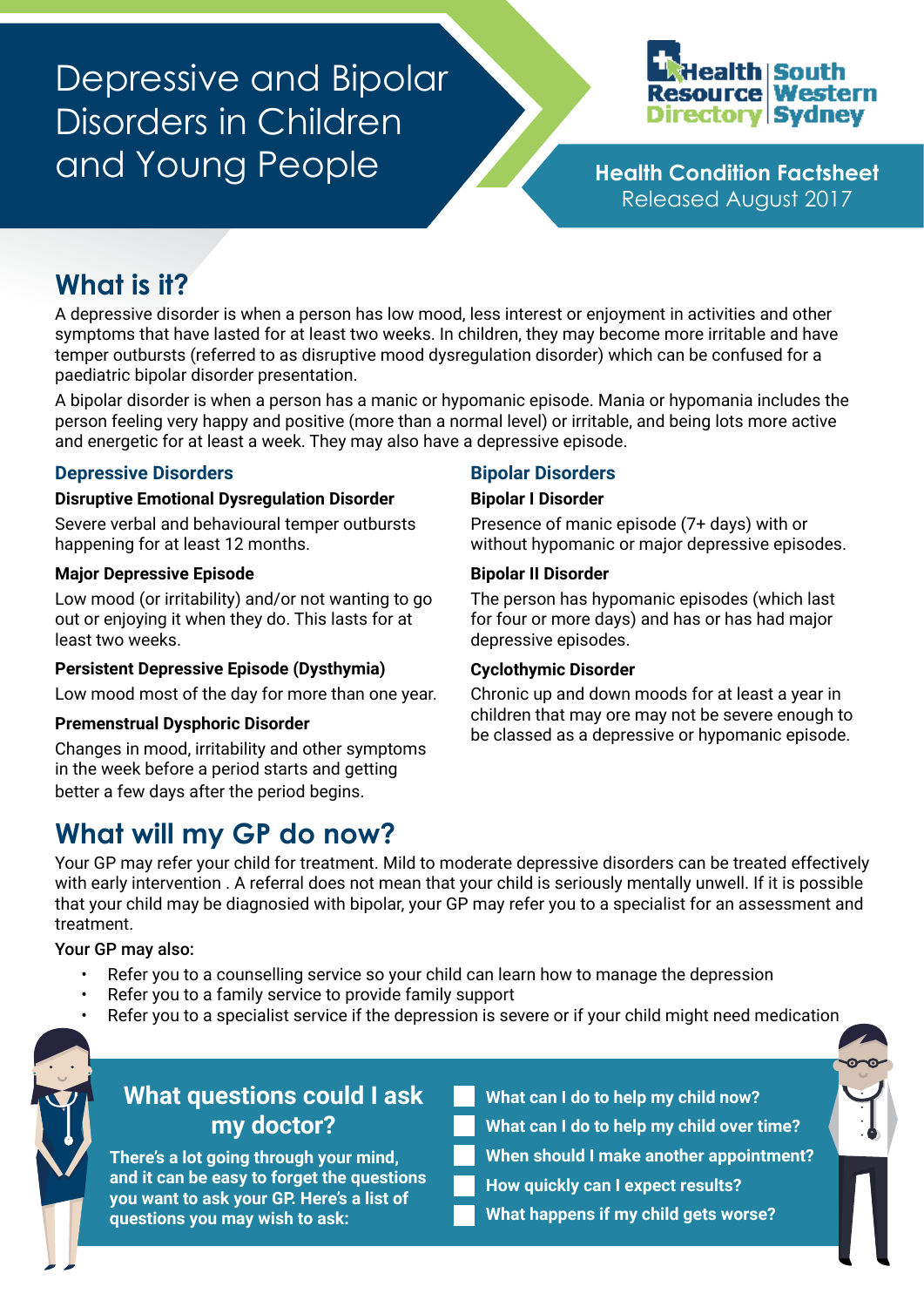# Depressive and Bipolar Disorders in Children and Young People

Health Resource Directory | South Western Sydney

**Health Condition Factsheet**
Released August 2017

## What is it?

A depressive disorder is when a person has low mood, less interest or enjoyment in activities and other symptoms that have lasted for at least two weeks. In children, they may become more irritable and have temper outbursts (referred to as disruptive mood dysregulation disorder) which can be confused for a paediatric bipolar disorder presentation.

A bipolar disorder is when a person has a manic or hypomanic episode. Mania or hypomania includes the person feeling very happy and positive (more than a normal level) or irritable, and being lots more active and energetic for at least a week. They may also have a depressive episode.

### Depressive Disorders

**Disruptive Emotional Dysregulation Disorder**

Severe verbal and behavioural temper outbursts happening for at least 12 months.

**Major Depressive Episode**

Low mood (or irritability) and/or not wanting to go out or enjoying it when they do. This lasts for at least two weeks.

**Persistent Depressive Episode (Dysthymia)**

Low mood most of the day for more than one year.

**Premenstrual Dysphoric Disorder**

Changes in mood, irritability and other symptoms in the week before a period starts and getting better a few days after the period begins.

### Bipolar Disorders

**Bipolar I Disorder**

Presence of manic episode (7+ days) with or without hypomanic or major depressive episodes.

**Bipolar II Disorder**

The person has hypomanic episodes (which last for four or more days) and has or has had major depressive episodes.

**Cyclothymic Disorder**

Chronic up and down moods for at least a year in children that may ore may not be severe enough to be classed as a depressive or hypomanic episode.

## What will my GP do now?

Your GP may refer your child for treatment. Mild to moderate depressive disorders can be treated effectively with early intervention . A referral does not mean that your child is seriously mentally unwell. If it is possible that your child may be diagnosied with bipolar, your GP may refer you to a specialist for an assessment and treatment.

Your GP may also:

- Refer you to a counselling service so your child can learn how to manage the depression
- Refer you to a family service to provide family support
- Refer you to a specialist service if the depression is severe or if your child might need medication

### What questions could I ask my doctor?

**There's a lot going through your mind, and it can be easy to forget the questions you want to ask your GP. Here's a list of questions you may wish to ask:**

- What can I do to help my child now?
- What can I do to help my child over time?
- When should I make another appointment?
- How quickly can I expect results?
- What happens if my child gets worse?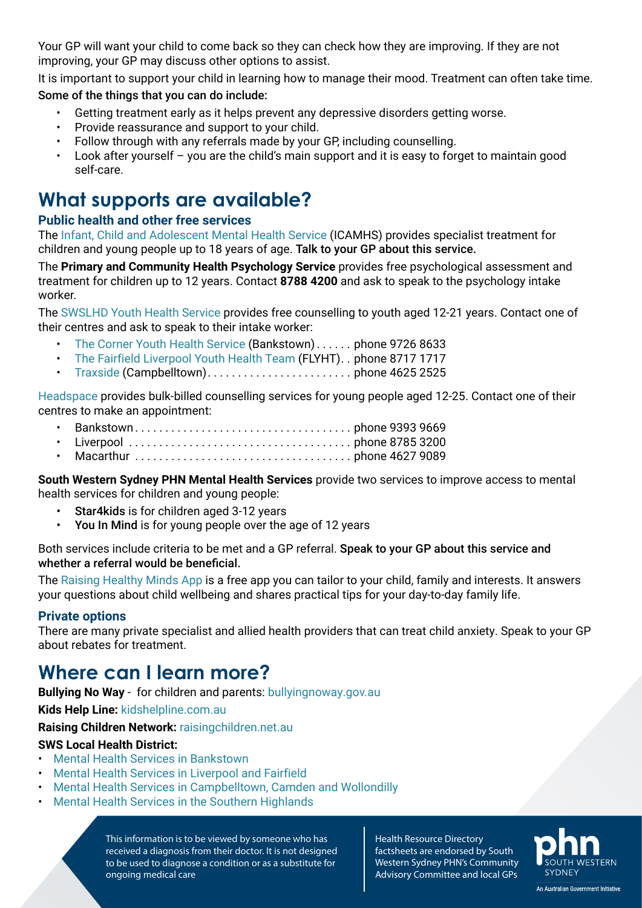Your GP will want your child to come back so they can check how they are improving. If they are not improving, your GP may discuss other options to assist.

It is important to support your child in learning how to manage their mood. Treatment can often take time.

Some of the things that you can do include:

- Getting treatment early as it helps prevent any depressive disorders getting worse.
- Provide reassurance and support to your child.
- Follow through with any referrals made by your GP, including counselling.
- Look after yourself – you are the child's main support and it is easy to forget to maintain good self-care.

## What supports are available?

### Public health and other free services

The Infant, Child and Adolescent Mental Health Service (ICAMHS) provides specialist treatment for children and young people up to 18 years of age. **Talk to your GP about this service.**

The **Primary and Community Health Psychology Service** provides free psychological assessment and treatment for children up to 12 years. Contact **8788 4200** and ask to speak to the psychology intake worker.

The SWSLHD Youth Health Service provides free counselling to youth aged 12-21 years. Contact one of their centres and ask to speak to their intake worker:

- The Corner Youth Health Service (Bankstown) . . . . . . phone 9726 8633
- The Fairfield Liverpool Youth Health Team (FLYHT). . phone 8717 1717
- Traxside (Campbelltown). . . . . . . . . . . . . . . . . . . . . . . . phone 4625 2525

Headspace provides bulk-billed counselling services for young people aged 12-25. Contact one of their centres to make an appointment:

- Bankstown . . . . . . . . . . . . . . . . . . . . . . . . . . . . . . . . . . . . phone 9393 9669
- Liverpool . . . . . . . . . . . . . . . . . . . . . . . . . . . . . . . . . . . . phone 8785 3200
- Macarthur . . . . . . . . . . . . . . . . . . . . . . . . . . . . . . . . . . . phone 4627 9089

**South Western Sydney PHN Mental Health Services** provide two services to improve access to mental health services for children and young people:

- **Star4kids** is for children aged 3-12 years
- **You In Mind** is for young people over the age of 12 years

Both services include criteria to be met and a GP referral. **Speak to your GP about this service and whether a referral would be beneficial.**

The Raising Healthy Minds App is a free app you can tailor to your child, family and interests. It answers your questions about child wellbeing and shares practical tips for your day-to-day family life.

### Private options

There are many private specialist and allied health providers that can treat child anxiety. Speak to your GP about rebates for treatment.

## Where can I learn more?

**Bullying No Way** - for children and parents: bullyingnoway.gov.au

**Kids Help Line:** kidshelpline.com.au

**Raising Children Network:** raisingchildren.net.au

**SWS Local Health District:**

- Mental Health Services in Bankstown
- Mental Health Services in Liverpool and Fairfield
- Mental Health Services in Campbelltown, Camden and Wollondilly
- Mental Health Services in the Southern Highlands

This information is to be viewed by someone who has received a diagnosis from their doctor. It is not designed to be used to diagnose a condition or as a substitute for ongoing medical care

Health Resource Directory factsheets are endorsed by South Western Sydney PHN's Community Advisory Committee and local GPs

phn SOUTH WESTERN SYDNEY

An Australian Government Initiative